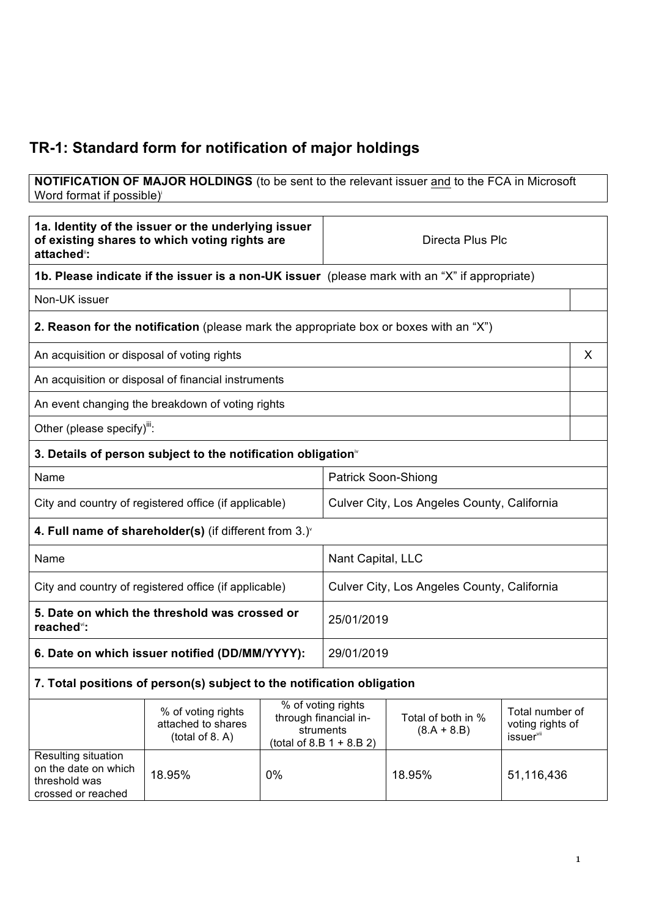# TR-1: Standard form for notification of major holdings

**NOTIFICATION OF MAJOR HOLDINGS** (to be sent to the relevant issuer and to the FCA in Microsoft Word format if possible)[i]

| **1a. Identity of the issuer or the underlying issuer of existing shares to which voting rights are attached**[ii]**:** | Directa Plus Plc |
|---|---|

**1b. Please indicate if the issuer is a non-UK issuer** (please mark with an "X" if appropriate)

| Non-UK issuer | |
|---|---|

**2. Reason for the notification** (please mark the appropriate box or boxes with an "X")

| | |
|---|---|
| An acquisition or disposal of voting rights | X |
| An acquisition or disposal of financial instruments | |
| An event changing the breakdown of voting rights | |
| Other (please specify)[iii]: | |

**3. Details of person subject to the notification obligation**[iv]

| | |
|---|---|
| Name | Patrick Soon-Shiong |
| City and country of registered office (if applicable) | Culver City, Los Angeles County, California |

**4. Full name of shareholder(s)** (if different from 3.)[v]

| | |
|---|---|
| Name | Nant Capital, LLC |
| City and country of registered office (if applicable) | Culver City, Los Angeles County, California |
| **5. Date on which the threshold was crossed or reached**[vi]**:** | 25/01/2019 |
| **6. Date on which issuer notified (DD/MM/YYYY):** | 29/01/2019 |

**7. Total positions of person(s) subject to the notification obligation**

| | % of voting rights attached to shares (total of 8. A) | % of voting rights through financial instruments (total of 8.B 1 + 8.B 2) | Total of both in % (8.A + 8.B) | Total number of voting rights of issuer[vii] |
|---|---|---|---|---|
| Resulting situation on the date on which threshold was crossed or reached | 18.95% | 0% | 18.95% | 51,116,436 |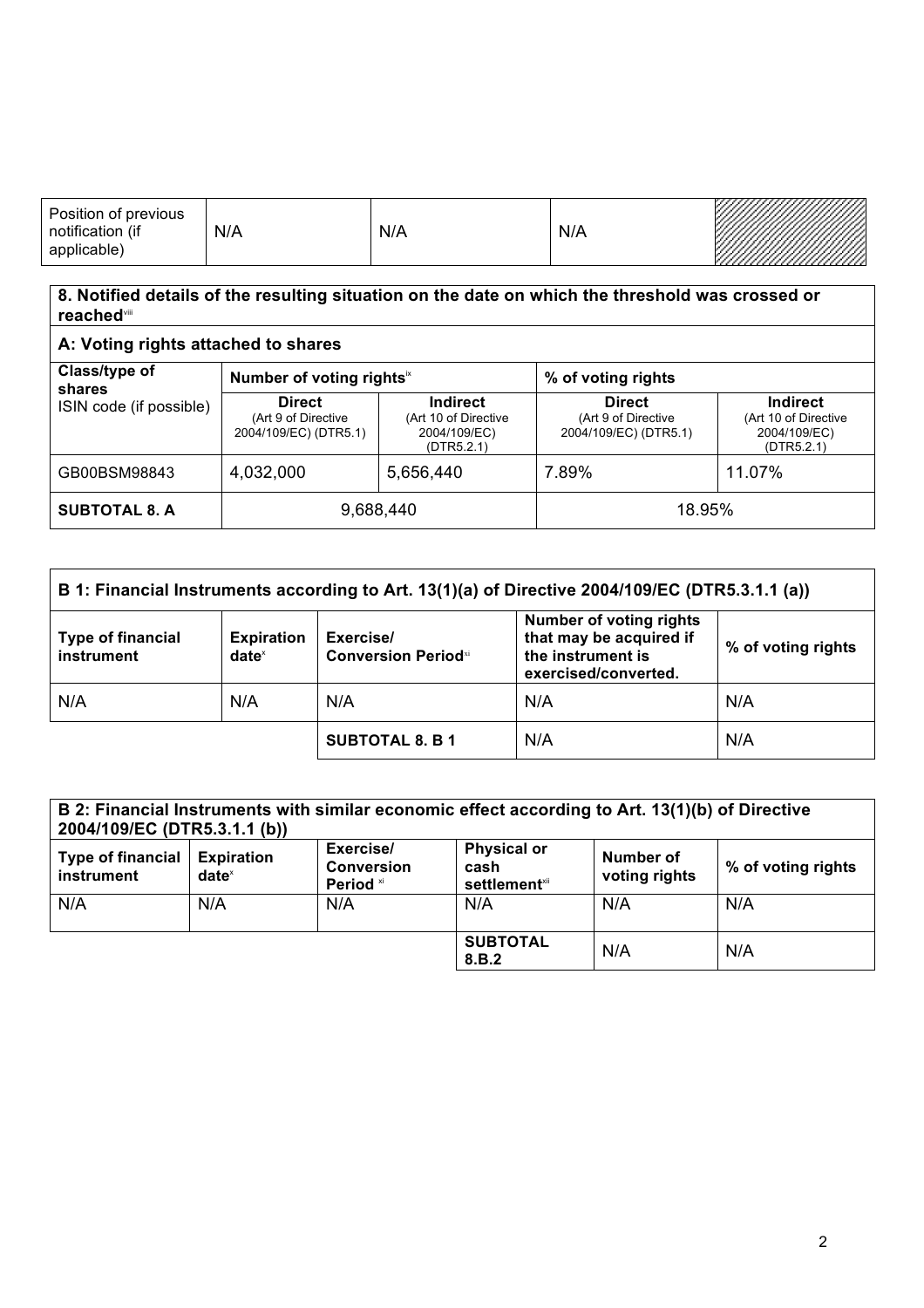| Position of previous notification (if applicable) | N/A | N/A | N/A | |
|---|---|---|---|---|

| **8. Notified details of the resulting situation on the date on which the threshold was crossed or reached**[viii] | | | | |
|---|---|---|---|---|
| **A: Voting rights attached to shares** | | | | |
| **Class/type of shares** ISIN code (if possible) | **Number of voting rights**[ix] | | **% of voting rights** | |
| | **Direct** (Art 9 of Directive 2004/109/EC) (DTR5.1) | **Indirect** (Art 10 of Directive 2004/109/EC) (DTR5.2.1) | **Direct** (Art 9 of Directive 2004/109/EC) (DTR5.1) | **Indirect** (Art 10 of Directive 2004/109/EC) (DTR5.2.1) |
| GB00BSM98843 | 4,032,000 | 5,656,440 | 7.89% | 11.07% |
| **SUBTOTAL 8. A** | 9,688,440 | | 18.95% | |

| **B 1: Financial Instruments according to Art. 13(1)(a) of Directive 2004/109/EC (DTR5.3.1.1 (a))** | | | | |
|---|---|---|---|---|
| **Type of financial instrument** | **Expiration date**[x] | **Exercise/ Conversion Period**[xi] | **Number of voting rights that may be acquired if the instrument is exercised/converted.** | **% of voting rights** |
| N/A | N/A | N/A | N/A | N/A |
| | | **SUBTOTAL 8. B 1** | N/A | N/A |

| **B 2: Financial Instruments with similar economic effect according to Art. 13(1)(b) of Directive 2004/109/EC (DTR5.3.1.1 (b))** | | | | | |
|---|---|---|---|---|---|
| **Type of financial instrument** | **Expiration date**[x] | **Exercise/ Conversion Period** [xi] | **Physical or cash settlement**[xii] | **Number of voting rights** | **% of voting rights** |
| N/A | N/A | N/A | N/A | N/A | N/A |
| | | | **SUBTOTAL 8.B.2** | N/A | N/A |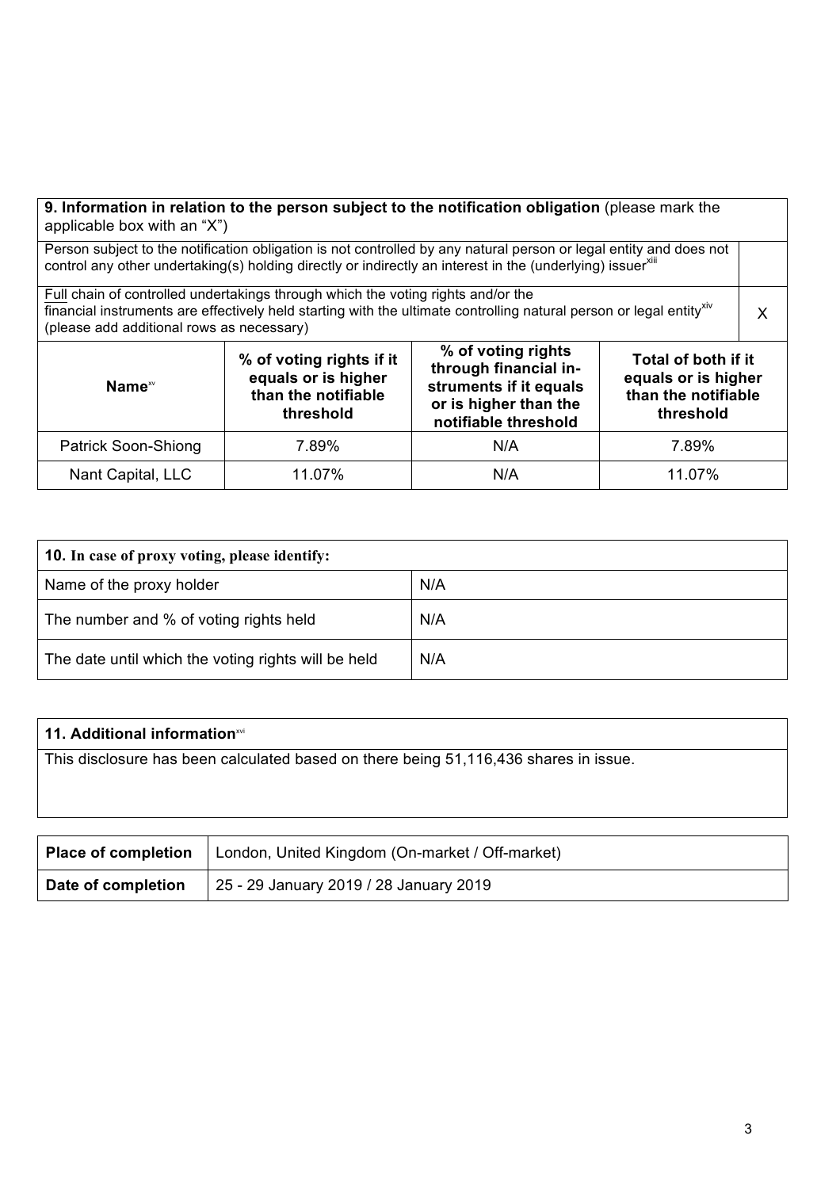| **9. Information in relation to the person subject to the notification obligation** (please mark the applicable box with an "X") | |
|---|---|
| Person subject to the notification obligation is not controlled by any natural person or legal entity and does not control any other undertaking(s) holding directly or indirectly an interest in the (underlying) issuer[xiii] | |
| Full chain of controlled undertakings through which the voting rights and/or the financial instruments are effectively held starting with the ultimate controlling natural person or legal entity[xiv] (please add additional rows as necessary) | X |

| **Name**[xv] | **% of voting rights if it equals or is higher than the notifiable threshold** | **% of voting rights through financial instruments if it equals or is higher than the notifiable threshold** | **Total of both if it equals or is higher than the notifiable threshold** |
|---|---|---|---|
| Patrick Soon-Shiong | 7.89% | N/A | 7.89% |
| Nant Capital, LLC | 11.07% | N/A | 11.07% |

| **10. In case of proxy voting, please identify:** | |
|---|---|
| Name of the proxy holder | N/A |
| The number and % of voting rights held | N/A |
| The date until which the voting rights will be held | N/A |

**11. Additional information**[xvi]

This disclosure has been calculated based on there being 51,116,436 shares in issue.

| | |
|---|---|
| **Place of completion** | London, United Kingdom (On-market / Off-market) |
| **Date of completion** | 25 - 29 January 2019 / 28 January 2019 |